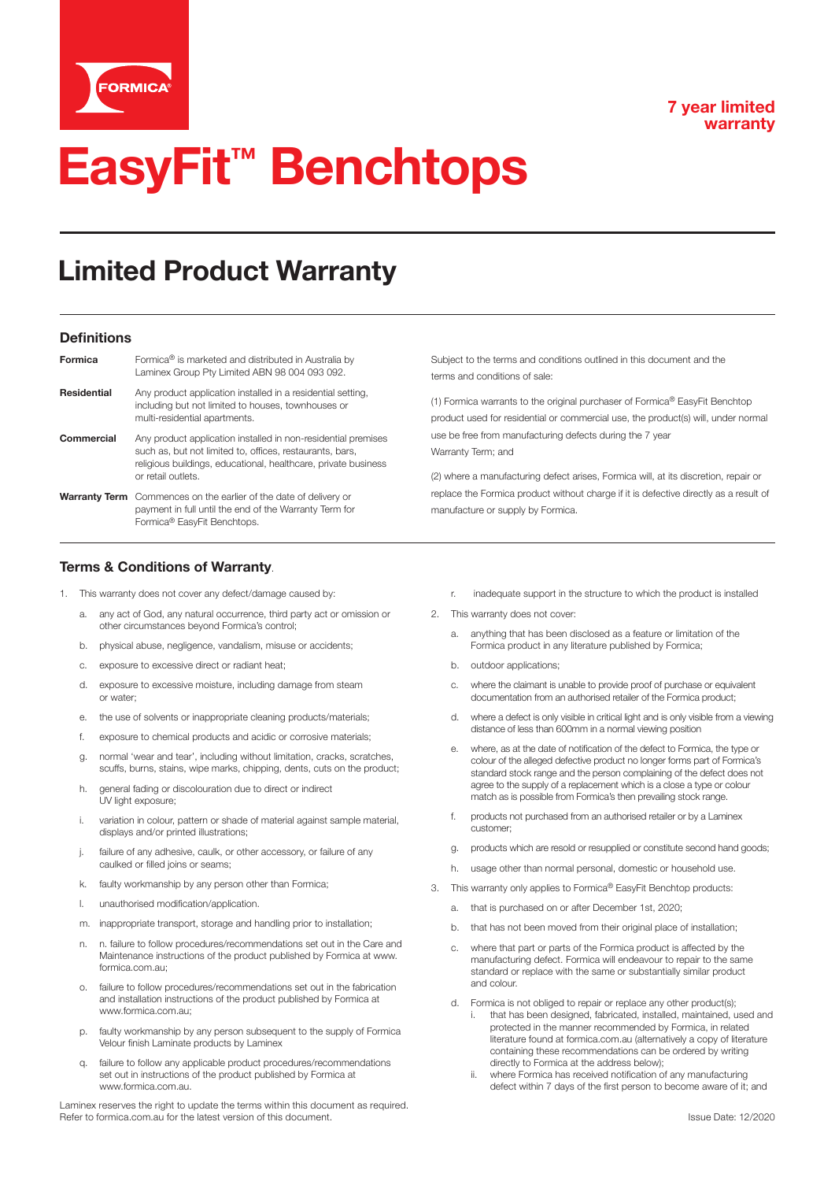FORMICA®

**7 year limited warranty**

# EasyFit™ Benchtops

## Limited Product Warranty

### Definitions

| | |
|---|---|
| **Formica** | Formica® is marketed and distributed in Australia by Laminex Group Pty Limited ABN 98 004 093 092. |
| **Residential** | Any product application installed in a residential setting, including but not limited to houses, townhouses or multi-residential apartments. |
| **Commercial** | Any product application installed in non-residential premises such as, but not limited to, offices, restaurants, bars, religious buildings, educational, healthcare, private business or retail outlets. |
| **Warranty Term** | Commences on the earlier of the date of delivery or payment in full until the end of the Warranty Term for Formica® EasyFit Benchtops. |

Subject to the terms and conditions outlined in this document and the terms and conditions of sale:

(1) Formica warrants to the original purchaser of Formica® EasyFit Benchtop product used for residential or commercial use, the product(s) will, under normal use be free from manufacturing defects during the 7 year Warranty Term; and

(2) where a manufacturing defect arises, Formica will, at its discretion, repair or replace the Formica product without charge if it is defective directly as a result of manufacture or supply by Formica.

### Terms & Conditions of Warranty.

1. This warranty does not cover any defect/damage caused by:
   a. any act of God, any natural occurrence, third party act or omission or other circumstances beyond Formica's control;
   b. physical abuse, negligence, vandalism, misuse or accidents;
   c. exposure to excessive direct or radiant heat;
   d. exposure to excessive moisture, including damage from steam or water;
   e. the use of solvents or inappropriate cleaning products/materials;
   f. exposure to chemical products and acidic or corrosive materials;
   g. normal 'wear and tear', including without limitation, cracks, scratches, scuffs, burns, stains, wipe marks, chipping, dents, cuts on the product;
   h. general fading or discolouration due to direct or indirect UV light exposure;
   i. variation in colour, pattern or shade of material against sample material, displays and/or printed illustrations;
   j. failure of any adhesive, caulk, or other accessory, or failure of any caulked or filled joins or seams;
   k. faulty workmanship by any person other than Formica;
   l. unauthorised modification/application.
   m. inappropriate transport, storage and handling prior to installation;
   n. n. failure to follow procedures/recommendations set out in the Care and Maintenance instructions of the product published by Formica at www.formica.com.au;
   o. failure to follow procedures/recommendations set out in the fabrication and installation instructions of the product published by Formica at www.formica.com.au;
   p. faulty workmanship by any person subsequent to the supply of Formica Velour finish Laminate products by Laminex
   q. failure to follow any applicable product procedures/recommendations set out in instructions of the product published by Formica at www.formica.com.au.
   r. inadequate support in the structure to which the product is installed
2. This warranty does not cover:
   a. anything that has been disclosed as a feature or limitation of the Formica product in any literature published by Formica;
   b. outdoor applications;
   c. where the claimant is unable to provide proof of purchase or equivalent documentation from an authorised retailer of the Formica product;
   d. where a defect is only visible in critical light and is only visible from a viewing distance of less than 600mm in a normal viewing position
   e. where, as at the date of notification of the defect to Formica, the type or colour of the alleged defective product no longer forms part of Formica's standard stock range and the person complaining of the defect does not agree to the supply of a replacement which is a close a type or colour match as is possible from Formica's then prevailing stock range.
   f. products not purchased from an authorised retailer or by a Laminex customer;
   g. products which are resold or resupplied or constitute second hand goods;
   h. usage other than normal personal, domestic or household use.
3. This warranty only applies to Formica® EasyFit Benchtop products:
   a. that is purchased on or after December 1st, 2020;
   b. that has not been moved from their original place of installation;
   c. where that part or parts of the Formica product is affected by the manufacturing defect. Formica will endeavour to repair to the same standard or replace with the same or substantially similar product and colour.
   d. Formica is not obliged to repair or replace any other product(s);
      i. that has been designed, fabricated, installed, maintained, used and protected in the manner recommended by Formica, in related literature found at formica.com.au (alternatively a copy of literature containing these recommendations can be ordered by writing directly to Formica at the address below);
      ii. where Formica has received notification of any manufacturing defect within 7 days of the first person to become aware of it; and

Laminex reserves the right to update the terms within this document as required. Refer to formica.com.au for the latest version of this document.

Issue Date: 12/2020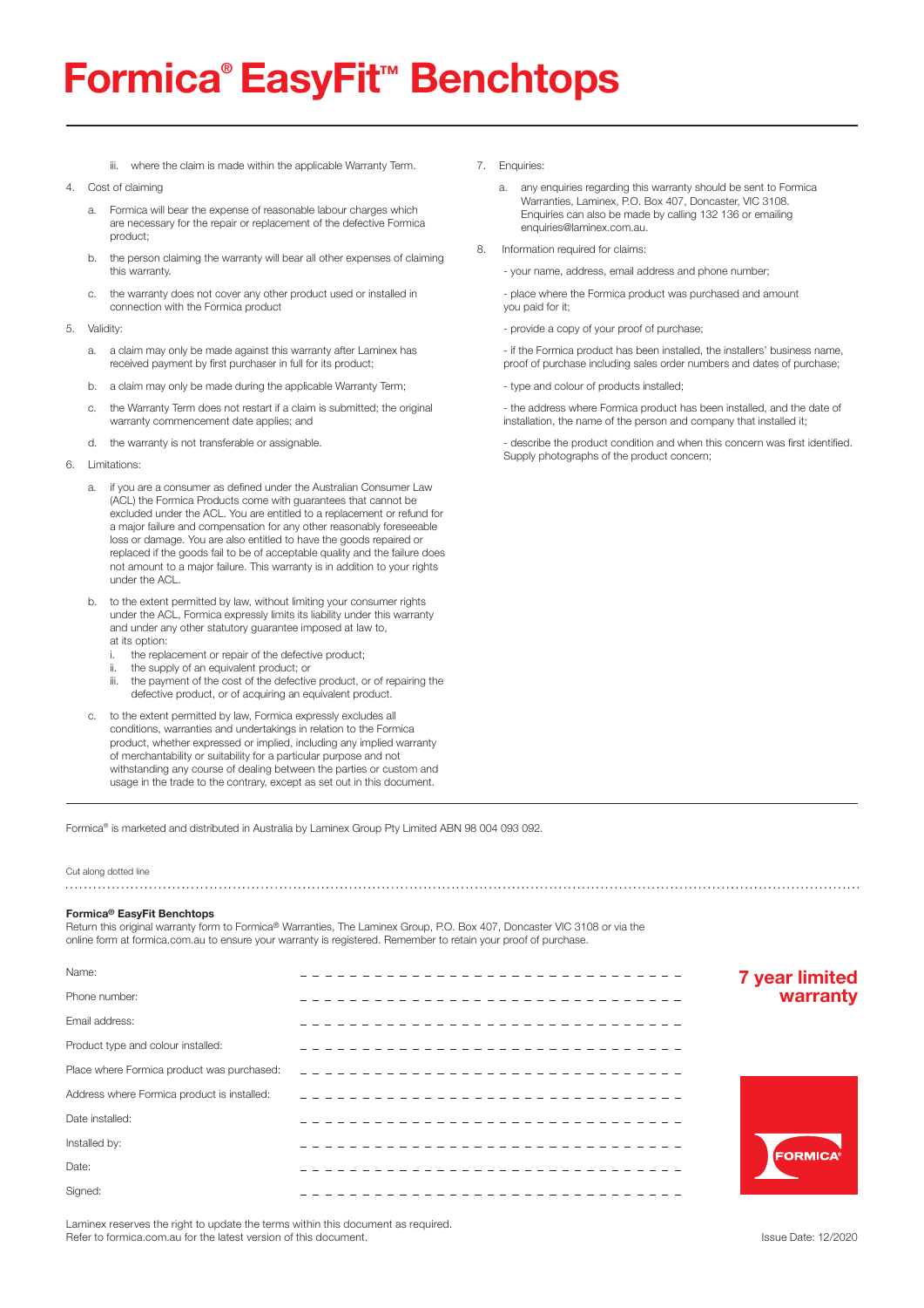# Formica® EasyFit™ Benchtops

iii. where the claim is made within the applicable Warranty Term.

4. Cost of claiming
   a. Formica will bear the expense of reasonable labour charges which are necessary for the repair or replacement of the defective Formica product;
   b. the person claiming the warranty will bear all other expenses of claiming this warranty.
   c. the warranty does not cover any other product used or installed in connection with the Formica product
5. Validity:
   a. a claim may only be made against this warranty after Laminex has received payment by first purchaser in full for its product;
   b. a claim may only be made during the applicable Warranty Term;
   c. the Warranty Term does not restart if a claim is submitted; the original warranty commencement date applies; and
   d. the warranty is not transferable or assignable.
6. Limitations:
   a. if you are a consumer as defined under the Australian Consumer Law (ACL) the Formica Products come with guarantees that cannot be excluded under the ACL. You are entitled to a replacement or refund for a major failure and compensation for any other reasonably foreseeable loss or damage. You are also entitled to have the goods repaired or replaced if the goods fail to be of acceptable quality and the failure does not amount to a major failure. This warranty is in addition to your rights under the ACL.
   b. to the extent permitted by law, without limiting your consumer rights under the ACL, Formica expressly limits its liability under this warranty and under any other statutory guarantee imposed at law to, at its option:
      i. the replacement or repair of the defective product;
      ii. the supply of an equivalent product; or
      iii. the payment of the cost of the defective product, or of repairing the defective product, or of acquiring an equivalent product.
   c. to the extent permitted by law, Formica expressly excludes all conditions, warranties and undertakings in relation to the Formica product, whether expressed or implied, including any implied warranty of merchantability or suitability for a particular purpose and not withstanding any course of dealing between the parties or custom and usage in the trade to the contrary, except as set out in this document.
7. Enquiries:
   a. any enquiries regarding this warranty should be sent to Formica Warranties, Laminex, P.O. Box 407, Doncaster, VIC 3108. Enquiries can also be made by calling 132 136 or emailing enquiries@laminex.com.au.
8. Information required for claims:

   - your name, address, email address and phone number;
   - place where the Formica product was purchased and amount you paid for it;
   - provide a copy of your proof of purchase;
   - if the Formica product has been installed, the installers' business name, proof of purchase including sales order numbers and dates of purchase;
   - type and colour of products installed;
   - the address where Formica product has been installed, and the date of installation, the name of the person and company that installed it;
   - describe the product condition and when this concern was first identified. Supply photographs of the product concern;

Formica® is marketed and distributed in Australia by Laminex Group Pty Limited ABN 98 004 093 092.

Cut along dotted line

**Formica® EasyFit Benchtops**
Return this original warranty form to Formica® Warranties, The Laminex Group, P.O. Box 407, Doncaster VIC 3108 or via the online form at formica.com.au to ensure your warranty is registered. Remember to retain your proof of purchase.

**7 year limited warranty**

Name: ______________________________

Phone number: ______________________________

Email address: ______________________________

Product type and colour installed: ______________________________

Place where Formica product was purchased: ______________________________

Address where Formica product is installed: ______________________________

Date installed: ______________________________

Installed by: ______________________________

Date: ______________________________

Signed: ______________________________

FORMICA®

Laminex reserves the right to update the terms within this document as required.
Refer to formica.com.au for the latest version of this document.

Issue Date: 12/2020